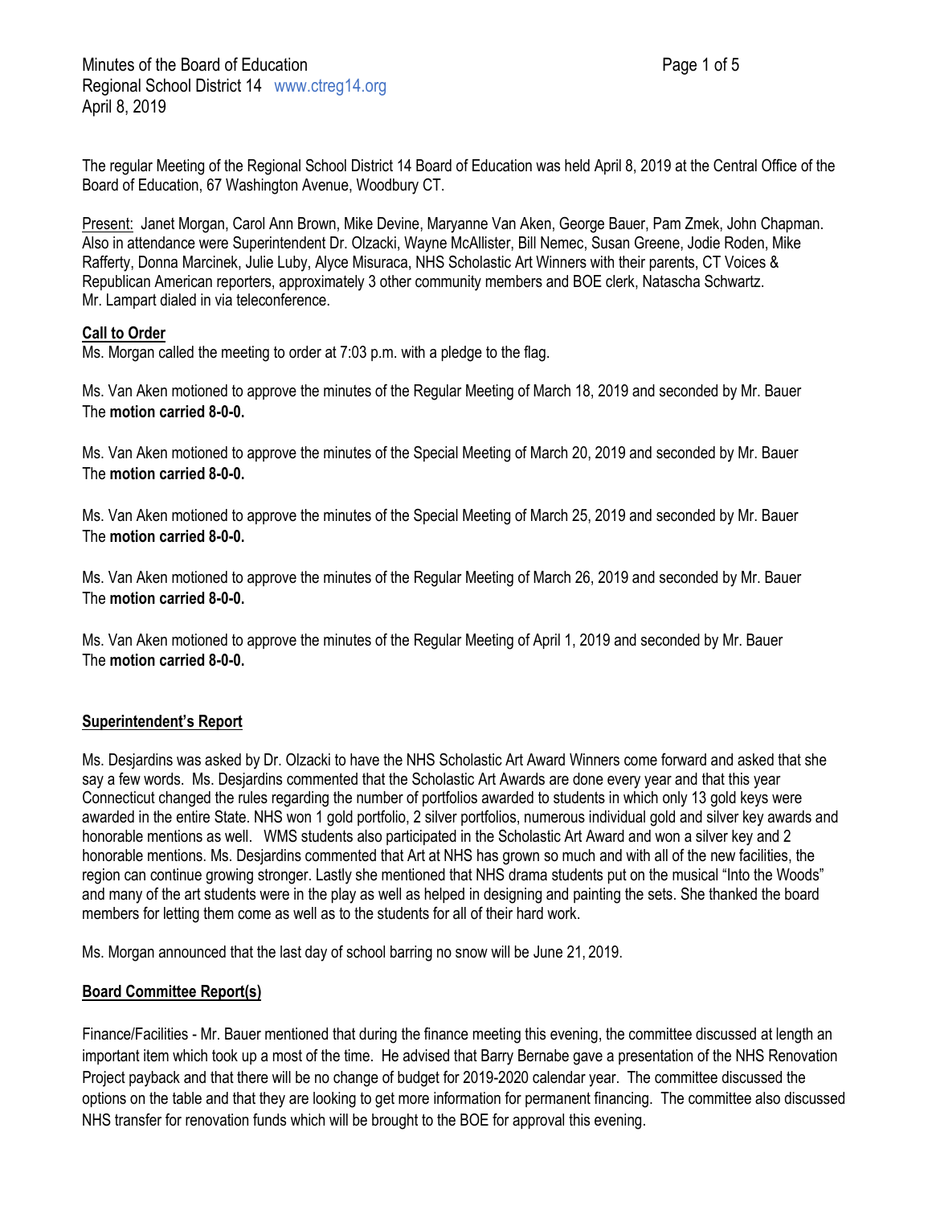Minutes of the Board of Education
Regional School District 14 www.ctreg14.org
April 8, 2019

The regular Meeting of the Regional School District 14 Board of Education was held April 8, 2019 at the Central Office of the Board of Education, 67 Washington Avenue, Woodbury CT.

Present: Janet Morgan, Carol Ann Brown, Mike Devine, Maryanne Van Aken, George Bauer, Pam Zmek, John Chapman. Also in attendance were Superintendent Dr. Olzacki, Wayne McAllister, Bill Nemec, Susan Greene, Jodie Roden, Mike Rafferty, Donna Marcinek, Julie Luby, Alyce Misuraca, NHS Scholastic Art Winners with their parents, CT Voices & Republican American reporters, approximately 3 other community members and BOE clerk, Natascha Schwartz. Mr. Lampart dialed in via teleconference.

**Call to Order**

Ms. Morgan called the meeting to order at 7:03 p.m. with a pledge to the flag.

Ms. Van Aken motioned to approve the minutes of the Regular Meeting of March 18, 2019 and seconded by Mr. Bauer The **motion carried 8-0-0.**

Ms. Van Aken motioned to approve the minutes of the Special Meeting of March 20, 2019 and seconded by Mr. Bauer The **motion carried 8-0-0.**

Ms. Van Aken motioned to approve the minutes of the Special Meeting of March 25, 2019 and seconded by Mr. Bauer The **motion carried 8-0-0.**

Ms. Van Aken motioned to approve the minutes of the Regular Meeting of March 26, 2019 and seconded by Mr. Bauer The **motion carried 8-0-0.**

Ms. Van Aken motioned to approve the minutes of the Regular Meeting of April 1, 2019 and seconded by Mr. Bauer The **motion carried 8-0-0.**

**Superintendent's Report**

Ms. Desjardins was asked by Dr. Olzacki to have the NHS Scholastic Art Award Winners come forward and asked that she say a few words. Ms. Desjardins commented that the Scholastic Art Awards are done every year and that this year Connecticut changed the rules regarding the number of portfolios awarded to students in which only 13 gold keys were awarded in the entire State. NHS won 1 gold portfolio, 2 silver portfolios, numerous individual gold and silver key awards and honorable mentions as well. WMS students also participated in the Scholastic Art Award and won a silver key and 2 honorable mentions. Ms. Desjardins commented that Art at NHS has grown so much and with all of the new facilities, the region can continue growing stronger. Lastly she mentioned that NHS drama students put on the musical "Into the Woods" and many of the art students were in the play as well as helped in designing and painting the sets. She thanked the board members for letting them come as well as to the students for all of their hard work.

Ms. Morgan announced that the last day of school barring no snow will be June 21, 2019.

**Board Committee Report(s)**

Finance/Facilities - Mr. Bauer mentioned that during the finance meeting this evening, the committee discussed at length an important item which took up a most of the time. He advised that Barry Bernabe gave a presentation of the NHS Renovation Project payback and that there will be no change of budget for 2019-2020 calendar year. The committee discussed the options on the table and that they are looking to get more information for permanent financing. The committee also discussed NHS transfer for renovation funds which will be brought to the BOE for approval this evening.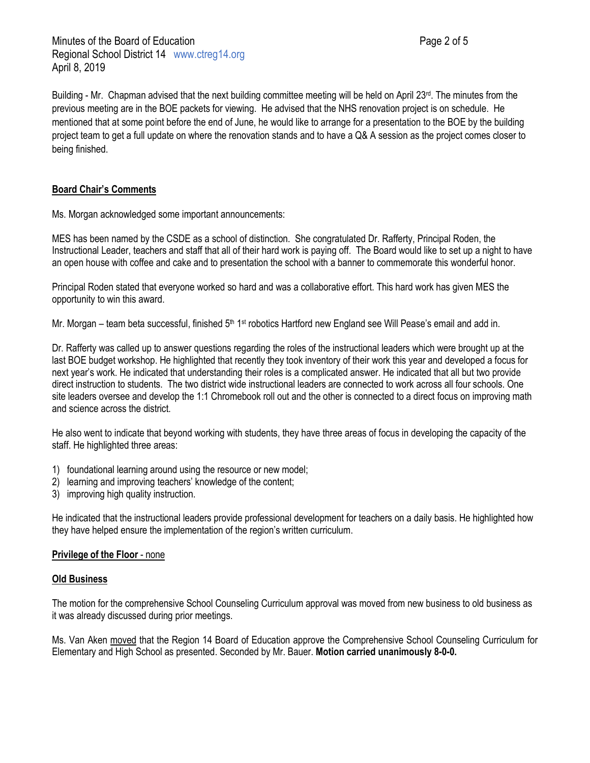Building - Mr. Chapman advised that the next building committee meeting will be held on April 23rd. The minutes from the previous meeting are in the BOE packets for viewing. He advised that the NHS renovation project is on schedule. He mentioned that at some point before the end of June, he would like to arrange for a presentation to the BOE by the building project team to get a full update on where the renovation stands and to have a Q& A session as the project comes closer to being finished.

## Board Chair's Comments

Ms. Morgan acknowledged some important announcements:

MES has been named by the CSDE as a school of distinction. She congratulated Dr. Rafferty, Principal Roden, the Instructional Leader, teachers and staff that all of their hard work is paying off. The Board would like to set up a night to have an open house with coffee and cake and to presentation the school with a banner to commemorate this wonderful honor.

Principal Roden stated that everyone worked so hard and was a collaborative effort. This hard work has given MES the opportunity to win this award.

Mr. Morgan – team beta successful, finished 5th 1st robotics Hartford new England see Will Pease's email and add in.

Dr. Rafferty was called up to answer questions regarding the roles of the instructional leaders which were brought up at the last BOE budget workshop. He highlighted that recently they took inventory of their work this year and developed a focus for next year's work. He indicated that understanding their roles is a complicated answer. He indicated that all but two provide direct instruction to students. The two district wide instructional leaders are connected to work across all four schools. One site leaders oversee and develop the 1:1 Chromebook roll out and the other is connected to a direct focus on improving math and science across the district.

He also went to indicate that beyond working with students, they have three areas of focus in developing the capacity of the staff. He highlighted three areas:

1) foundational learning around using the resource or new model;
2) learning and improving teachers' knowledge of the content;
3) improving high quality instruction.

He indicated that the instructional leaders provide professional development for teachers on a daily basis. He highlighted how they have helped ensure the implementation of the region's written curriculum.

## Privilege of the Floor - none

## Old Business

The motion for the comprehensive School Counseling Curriculum approval was moved from new business to old business as it was already discussed during prior meetings.

Ms. Van Aken moved that the Region 14 Board of Education approve the Comprehensive School Counseling Curriculum for Elementary and High School as presented. Seconded by Mr. Bauer. **Motion carried unanimously 8-0-0.**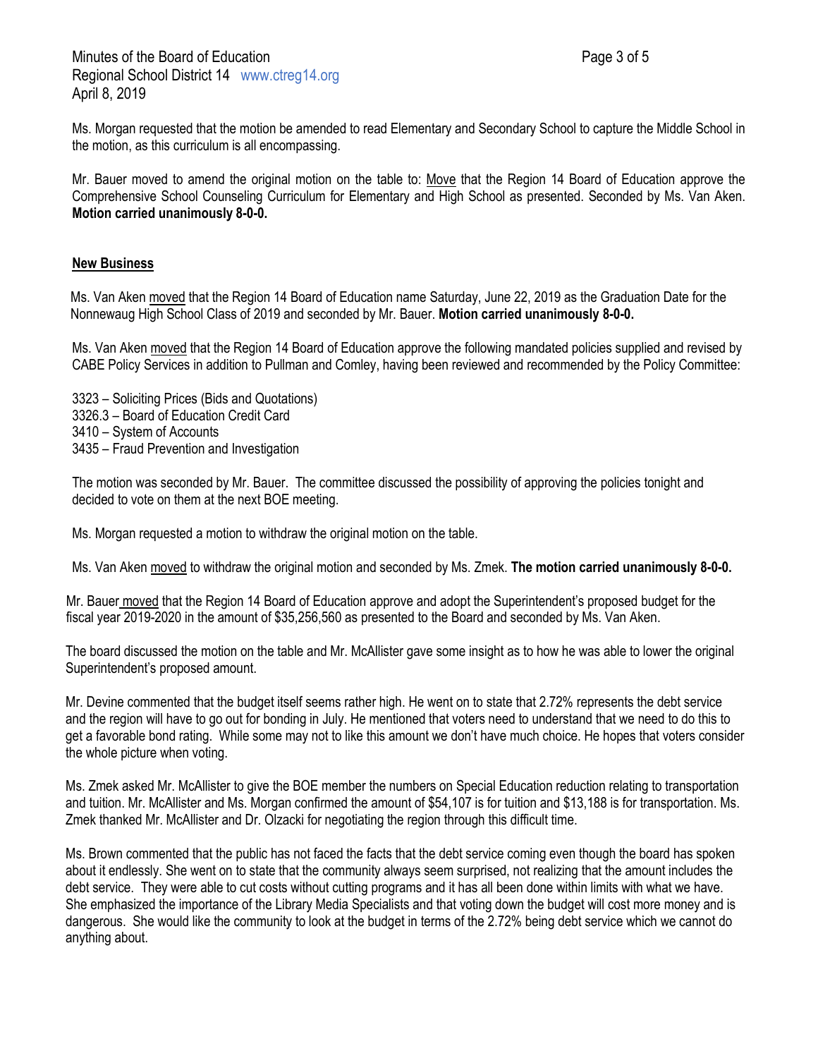Ms. Morgan requested that the motion be amended to read Elementary and Secondary School to capture the Middle School in the motion, as this curriculum is all encompassing.

Mr. Bauer moved to amend the original motion on the table to: Move that the Region 14 Board of Education approve the Comprehensive School Counseling Curriculum for Elementary and High School as presented. Seconded by Ms. Van Aken. **Motion carried unanimously 8-0-0.**

## New Business

Ms. Van Aken moved that the Region 14 Board of Education name Saturday, June 22, 2019 as the Graduation Date for the Nonnewaug High School Class of 2019 and seconded by Mr. Bauer. **Motion carried unanimously 8-0-0.**

Ms. Van Aken moved that the Region 14 Board of Education approve the following mandated policies supplied and revised by CABE Policy Services in addition to Pullman and Comley, having been reviewed and recommended by the Policy Committee:

3323 – Soliciting Prices (Bids and Quotations)
3326.3 – Board of Education Credit Card
3410 – System of Accounts
3435 – Fraud Prevention and Investigation

The motion was seconded by Mr. Bauer. The committee discussed the possibility of approving the policies tonight and decided to vote on them at the next BOE meeting.

Ms. Morgan requested a motion to withdraw the original motion on the table.

Ms. Van Aken moved to withdraw the original motion and seconded by Ms. Zmek. **The motion carried unanimously 8-0-0.**

Mr. Bauer moved that the Region 14 Board of Education approve and adopt the Superintendent's proposed budget for the fiscal year 2019-2020 in the amount of $35,256,560 as presented to the Board and seconded by Ms. Van Aken.

The board discussed the motion on the table and Mr. McAllister gave some insight as to how he was able to lower the original Superintendent's proposed amount.

Mr. Devine commented that the budget itself seems rather high. He went on to state that 2.72% represents the debt service and the region will have to go out for bonding in July. He mentioned that voters need to understand that we need to do this to get a favorable bond rating. While some may not to like this amount we don't have much choice. He hopes that voters consider the whole picture when voting.

Ms. Zmek asked Mr. McAllister to give the BOE member the numbers on Special Education reduction relating to transportation and tuition. Mr. McAllister and Ms. Morgan confirmed the amount of $54,107 is for tuition and $13,188 is for transportation. Ms. Zmek thanked Mr. McAllister and Dr. Olzacki for negotiating the region through this difficult time.

Ms. Brown commented that the public has not faced the facts that the debt service coming even though the board has spoken about it endlessly. She went on to state that the community always seem surprised, not realizing that the amount includes the debt service. They were able to cut costs without cutting programs and it has all been done within limits with what we have. She emphasized the importance of the Library Media Specialists and that voting down the budget will cost more money and is dangerous. She would like the community to look at the budget in terms of the 2.72% being debt service which we cannot do anything about.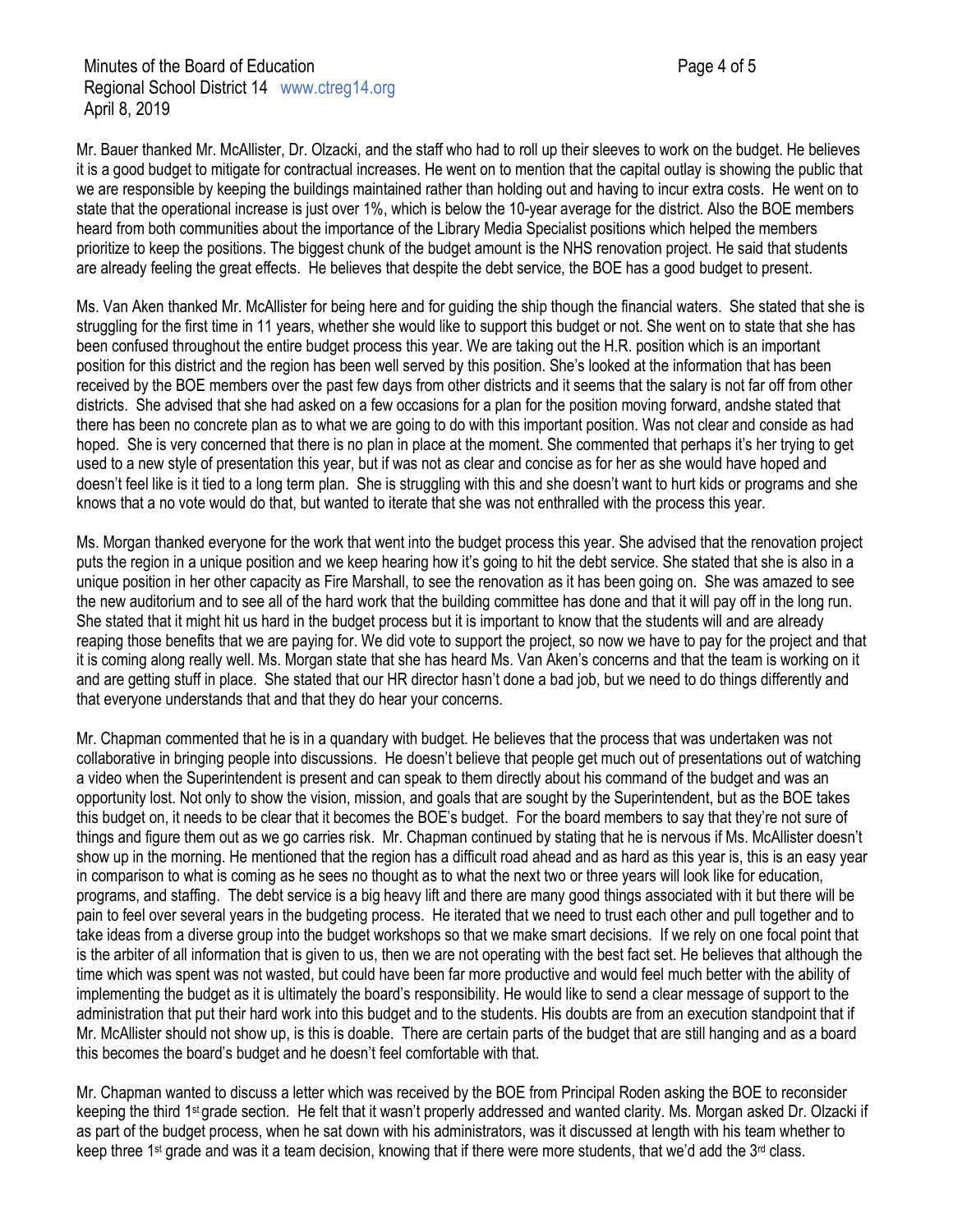Mr. Bauer thanked Mr. McAllister, Dr. Olzacki, and the staff who had to roll up their sleeves to work on the budget. He believes it is a good budget to mitigate for contractual increases. He went on to mention that the capital outlay is showing the public that we are responsible by keeping the buildings maintained rather than holding out and having to incur extra costs. He went on to state that the operational increase is just over 1%, which is below the 10-year average for the district. Also the BOE members heard from both communities about the importance of the Library Media Specialist positions which helped the members prioritize to keep the positions. The biggest chunk of the budget amount is the NHS renovation project. He said that students are already feeling the great effects. He believes that despite the debt service, the BOE has a good budget to present.

Ms. Van Aken thanked Mr. McAllister for being here and for guiding the ship though the financial waters. She stated that she is struggling for the first time in 11 years, whether she would like to support this budget or not. She went on to state that she has been confused throughout the entire budget process this year. We are taking out the H.R. position which is an important position for this district and the region has been well served by this position. She's looked at the information that has been received by the BOE members over the past few days from other districts and it seems that the salary is not far off from other districts. She advised that she had asked on a few occasions for a plan for the position moving forward, andshe stated that there has been no concrete plan as to what we are going to do with this important position. Was not clear and conside as had hoped. She is very concerned that there is no plan in place at the moment. She commented that perhaps it's her trying to get used to a new style of presentation this year, but if was not as clear and concise as for her as she would have hoped and doesn't feel like is it tied to a long term plan. She is struggling with this and she doesn't want to hurt kids or programs and she knows that a no vote would do that, but wanted to iterate that she was not enthralled with the process this year.

Ms. Morgan thanked everyone for the work that went into the budget process this year. She advised that the renovation project puts the region in a unique position and we keep hearing how it's going to hit the debt service. She stated that she is also in a unique position in her other capacity as Fire Marshall, to see the renovation as it has been going on. She was amazed to see the new auditorium and to see all of the hard work that the building committee has done and that it will pay off in the long run. She stated that it might hit us hard in the budget process but it is important to know that the students will and are already reaping those benefits that we are paying for. We did vote to support the project, so now we have to pay for the project and that it is coming along really well. Ms. Morgan state that she has heard Ms. Van Aken's concerns and that the team is working on it and are getting stuff in place. She stated that our HR director hasn't done a bad job, but we need to do things differently and that everyone understands that and that they do hear your concerns.

Mr. Chapman commented that he is in a quandary with budget. He believes that the process that was undertaken was not collaborative in bringing people into discussions. He doesn't believe that people get much out of presentations out of watching a video when the Superintendent is present and can speak to them directly about his command of the budget and was an opportunity lost. Not only to show the vision, mission, and goals that are sought by the Superintendent, but as the BOE takes this budget on, it needs to be clear that it becomes the BOE's budget. For the board members to say that they're not sure of things and figure them out as we go carries risk. Mr. Chapman continued by stating that he is nervous if Ms. McAllister doesn't show up in the morning. He mentioned that the region has a difficult road ahead and as hard as this year is, this is an easy year in comparison to what is coming as he sees no thought as to what the next two or three years will look like for education, programs, and staffing. The debt service is a big heavy lift and there are many good things associated with it but there will be pain to feel over several years in the budgeting process. He iterated that we need to trust each other and pull together and to take ideas from a diverse group into the budget workshops so that we make smart decisions. If we rely on one focal point that is the arbiter of all information that is given to us, then we are not operating with the best fact set. He believes that although the time which was spent was not wasted, but could have been far more productive and would feel much better with the ability of implementing the budget as it is ultimately the board's responsibility. He would like to send a clear message of support to the administration that put their hard work into this budget and to the students. His doubts are from an execution standpoint that if Mr. McAllister should not show up, is this is doable. There are certain parts of the budget that are still hanging and as a board this becomes the board's budget and he doesn't feel comfortable with that.

Mr. Chapman wanted to discuss a letter which was received by the BOE from Principal Roden asking the BOE to reconsider keeping the third 1st grade section. He felt that it wasn't properly addressed and wanted clarity. Ms. Morgan asked Dr. Olzacki if as part of the budget process, when he sat down with his administrators, was it discussed at length with his team whether to keep three 1st grade and was it a team decision, knowing that if there were more students, that we'd add the 3rd class.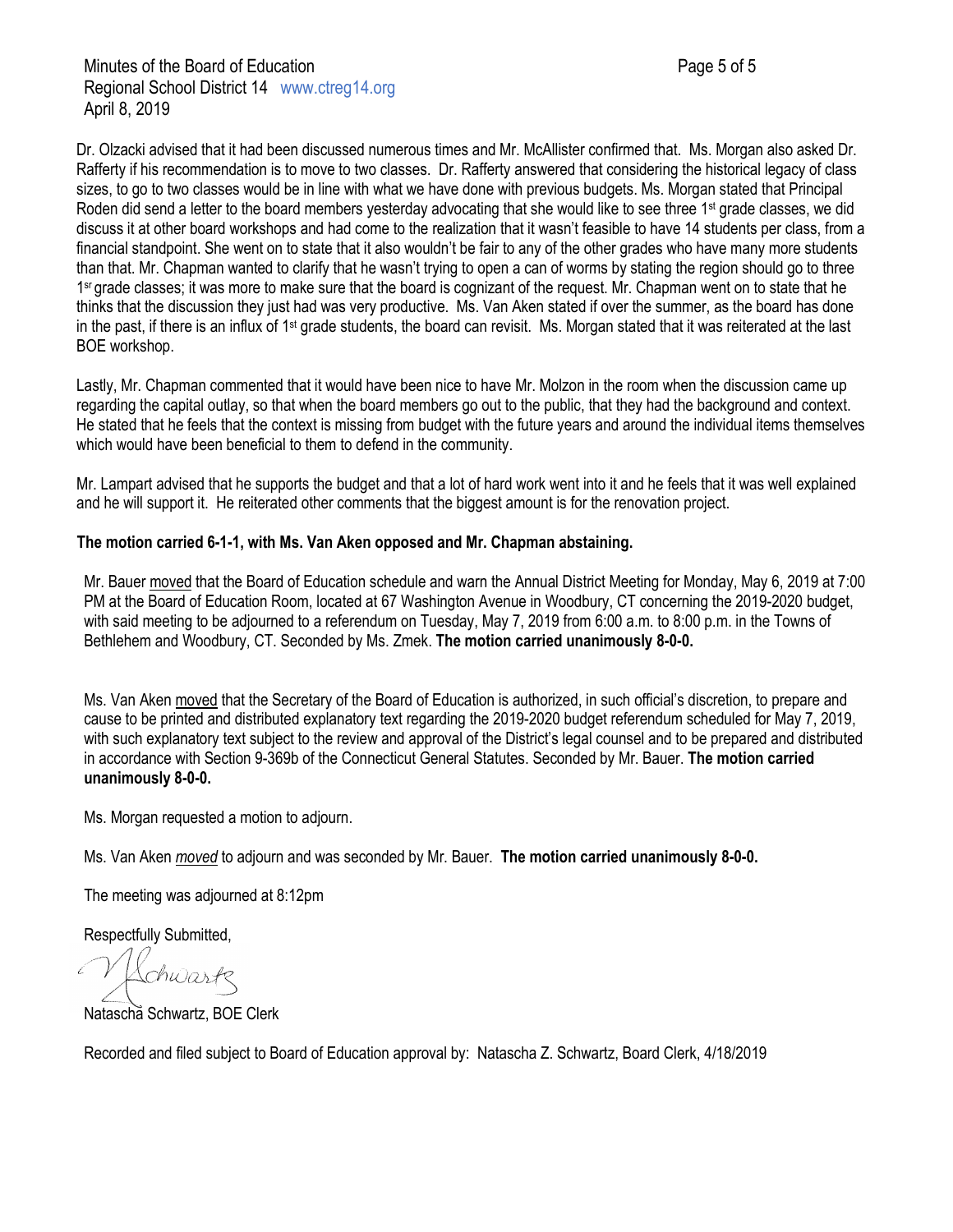Dr. Olzacki advised that it had been discussed numerous times and Mr. McAllister confirmed that. Ms. Morgan also asked Dr. Rafferty if his recommendation is to move to two classes. Dr. Rafferty answered that considering the historical legacy of class sizes, to go to two classes would be in line with what we have done with previous budgets. Ms. Morgan stated that Principal Roden did send a letter to the board members yesterday advocating that she would like to see three 1st grade classes, we did discuss it at other board workshops and had come to the realization that it wasn't feasible to have 14 students per class, from a financial standpoint. She went on to state that it also wouldn't be fair to any of the other grades who have many more students than that. Mr. Chapman wanted to clarify that he wasn't trying to open a can of worms by stating the region should go to three 1sr grade classes; it was more to make sure that the board is cognizant of the request. Mr. Chapman went on to state that he thinks that the discussion they just had was very productive. Ms. Van Aken stated if over the summer, as the board has done in the past, if there is an influx of 1st grade students, the board can revisit. Ms. Morgan stated that it was reiterated at the last BOE workshop.

Lastly, Mr. Chapman commented that it would have been nice to have Mr. Molzon in the room when the discussion came up regarding the capital outlay, so that when the board members go out to the public, that they had the background and context. He stated that he feels that the context is missing from budget with the future years and around the individual items themselves which would have been beneficial to them to defend in the community.

Mr. Lampart advised that he supports the budget and that a lot of hard work went into it and he feels that it was well explained and he will support it. He reiterated other comments that the biggest amount is for the renovation project.

**The motion carried 6-1-1, with Ms. Van Aken opposed and Mr. Chapman abstaining.**

Mr. Bauer moved that the Board of Education schedule and warn the Annual District Meeting for Monday, May 6, 2019 at 7:00 PM at the Board of Education Room, located at 67 Washington Avenue in Woodbury, CT concerning the 2019-2020 budget, with said meeting to be adjourned to a referendum on Tuesday, May 7, 2019 from 6:00 a.m. to 8:00 p.m. in the Towns of Bethlehem and Woodbury, CT. Seconded by Ms. Zmek. **The motion carried unanimously 8-0-0.**

Ms. Van Aken moved that the Secretary of the Board of Education is authorized, in such official's discretion, to prepare and cause to be printed and distributed explanatory text regarding the 2019-2020 budget referendum scheduled for May 7, 2019, with such explanatory text subject to the review and approval of the District's legal counsel and to be prepared and distributed in accordance with Section 9-369b of the Connecticut General Statutes. Seconded by Mr. Bauer. **The motion carried unanimously 8-0-0.**

Ms. Morgan requested a motion to adjourn.

Ms. Van Aken *moved* to adjourn and was seconded by Mr. Bauer. **The motion carried unanimously 8-0-0.**

The meeting was adjourned at 8:12pm

Respectfully Submitted,

Natascha Schwartz, BOE Clerk

Recorded and filed subject to Board of Education approval by: Natascha Z. Schwartz, Board Clerk, 4/18/2019